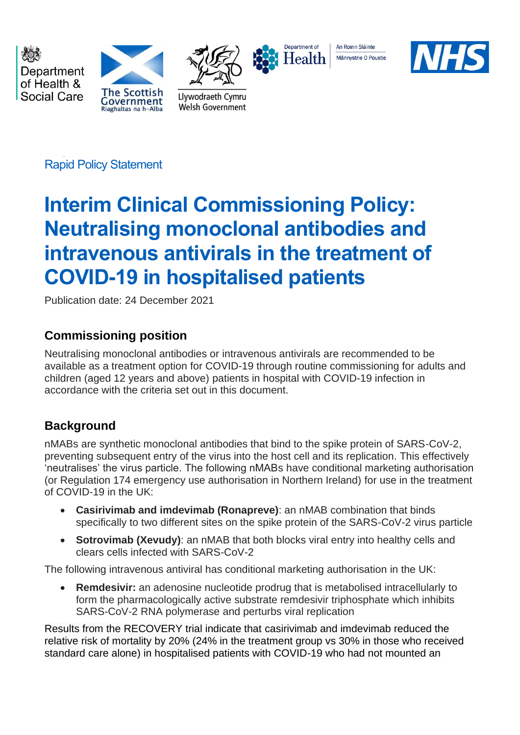Rapid Policy Statement

# Interim Clinical Commissioning Policy: Neutralising monoclonal antibodies and intravenous antivirals in the treatment of COVID-19 in hospitalised patients

Publication date: 24 December 2021

## Commissioning position

Neutralising monoclonal antibodies or intravenous antivirals are recommended to be available as a treatment option for COVID-19 through routine commissioning for adults and children (aged 12 years and above) patients in hospital with COVID-19 infection in accordance with the criteria set out in this document.

## Background

nMABs are synthetic monoclonal antibodies that bind to the spike protein of SARS-CoV-2, preventing subsequent entry of the virus into the host cell and its replication. This effectively 'neutralises' the virus particle. The following nMABs have conditional marketing authorisation (or Regulation 174 emergency use authorisation in Northern Ireland) for use in the treatment of COVID-19 in the UK:

- **Casirivimab and imdevimab (Ronapreve)**: an nMAB combination that binds specifically to two different sites on the spike protein of the SARS-CoV-2 virus particle
- **Sotrovimab (Xevudy)**: an nMAB that both blocks viral entry into healthy cells and clears cells infected with SARS-CoV-2

The following intravenous antiviral has conditional marketing authorisation in the UK:

- **Remdesivir:** an adenosine nucleotide prodrug that is metabolised intracellularly to form the pharmacologically active substrate remdesivir triphosphate which inhibits SARS-CoV-2 RNA polymerase and perturbs viral replication

Results from the RECOVERY trial indicate that casirivimab and imdevimab reduced the relative risk of mortality by 20% (24% in the treatment group vs 30% in those who received standard care alone) in hospitalised patients with COVID-19 who had not mounted an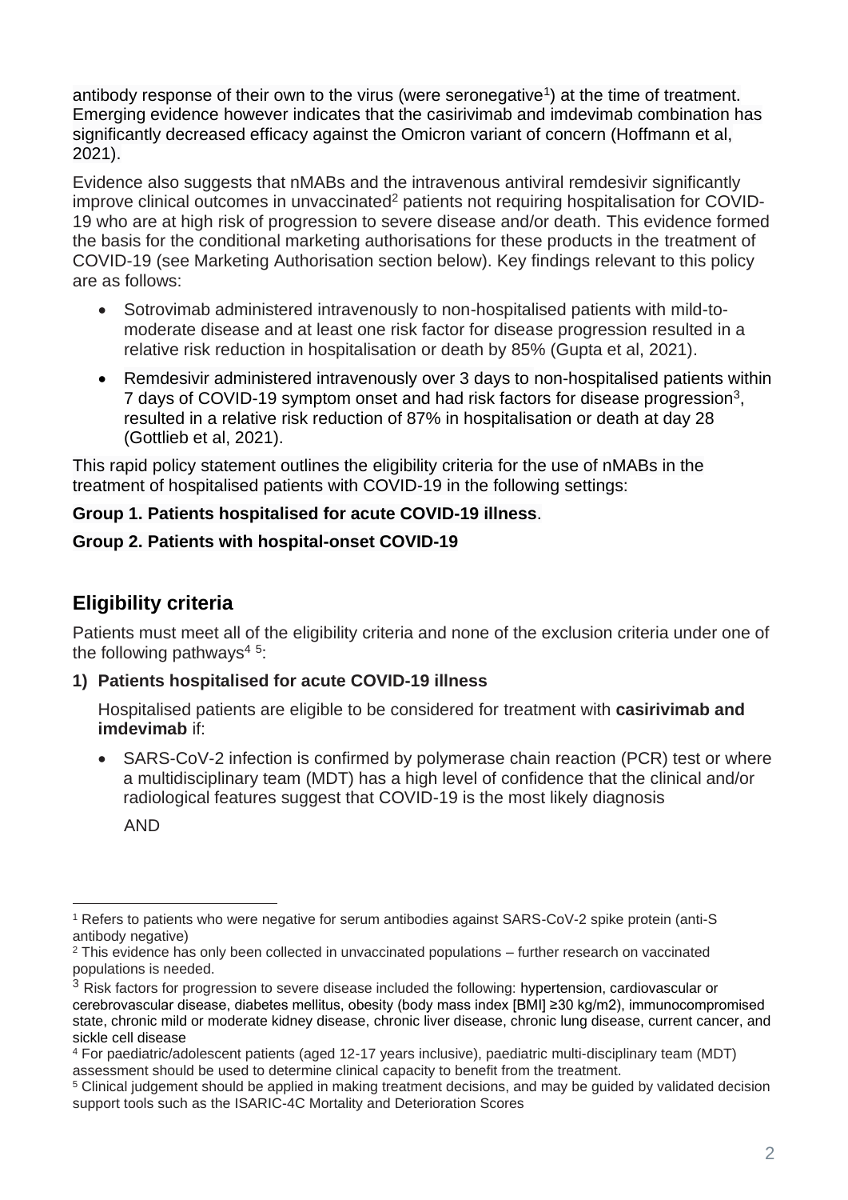antibody response of their own to the virus (were seronegative[1]) at the time of treatment. Emerging evidence however indicates that the casirivimab and imdevimab combination has significantly decreased efficacy against the Omicron variant of concern (Hoffmann et al, 2021).

Evidence also suggests that nMABs and the intravenous antiviral remdesivir significantly improve clinical outcomes in unvaccinated[2] patients not requiring hospitalisation for COVID-19 who are at high risk of progression to severe disease and/or death. This evidence formed the basis for the conditional marketing authorisations for these products in the treatment of COVID-19 (see Marketing Authorisation section below). Key findings relevant to this policy are as follows:

- Sotrovimab administered intravenously to non-hospitalised patients with mild-to-moderate disease and at least one risk factor for disease progression resulted in a relative risk reduction in hospitalisation or death by 85% (Gupta et al, 2021).
- Remdesivir administered intravenously over 3 days to non-hospitalised patients within 7 days of COVID-19 symptom onset and had risk factors for disease progression[3], resulted in a relative risk reduction of 87% in hospitalisation or death at day 28 (Gottlieb et al, 2021).

This rapid policy statement outlines the eligibility criteria for the use of nMABs in the treatment of hospitalised patients with COVID-19 in the following settings:

**Group 1. Patients hospitalised for acute COVID-19 illness**.

**Group 2. Patients with hospital-onset COVID-19**

## Eligibility criteria

Patients must meet all of the eligibility criteria and none of the exclusion criteria under one of the following pathways[4] [5]:

**1) Patients hospitalised for acute COVID-19 illness**

Hospitalised patients are eligible to be considered for treatment with **casirivimab and imdevimab** if:

- SARS-CoV-2 infection is confirmed by polymerase chain reaction (PCR) test or where a multidisciplinary team (MDT) has a high level of confidence that the clinical and/or radiological features suggest that COVID-19 is the most likely diagnosis

  AND

---

[1] Refers to patients who were negative for serum antibodies against SARS-CoV-2 spike protein (anti-S antibody negative)

[2] This evidence has only been collected in unvaccinated populations – further research on vaccinated populations is needed.

[3] Risk factors for progression to severe disease included the following: hypertension, cardiovascular or cerebrovascular disease, diabetes mellitus, obesity (body mass index [BMI] ≥30 kg/m2), immunocompromised state, chronic mild or moderate kidney disease, chronic liver disease, chronic lung disease, current cancer, and sickle cell disease

[4] For paediatric/adolescent patients (aged 12-17 years inclusive), paediatric multi-disciplinary team (MDT) assessment should be used to determine clinical capacity to benefit from the treatment.

[5] Clinical judgement should be applied in making treatment decisions, and may be guided by validated decision support tools such as the ISARIC-4C Mortality and Deterioration Scores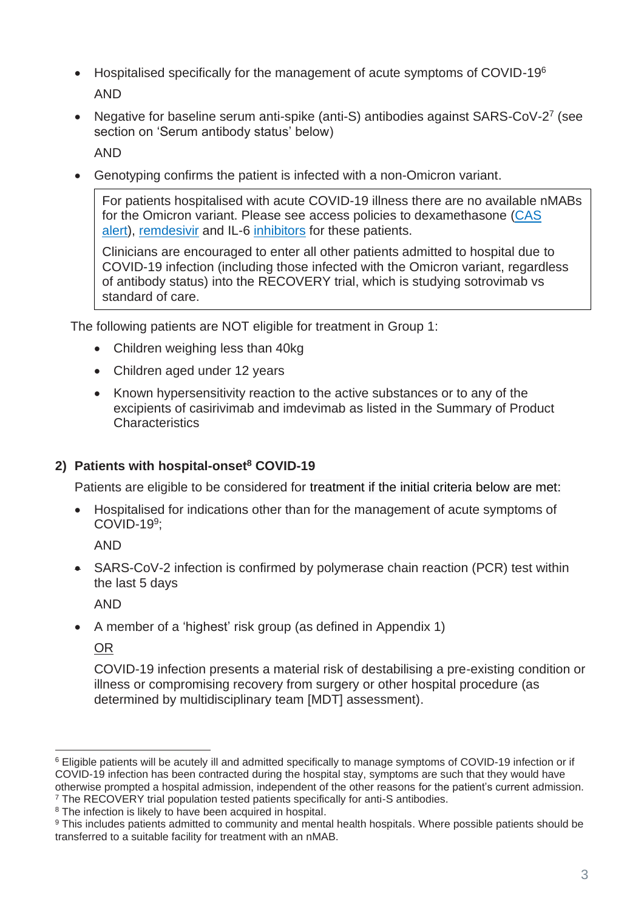- Hospitalised specifically for the management of acute symptoms of COVID-19[6]

  AND

- Negative for baseline serum anti-spike (anti-S) antibodies against SARS-CoV-2[7] (see section on 'Serum antibody status' below)

  AND

- Genotyping confirms the patient is infected with a non-Omicron variant.

> For patients hospitalised with acute COVID-19 illness there are no available nMABs for the Omicron variant. Please see access policies to dexamethasone (CAS alert), remdesivir and IL-6 inhibitors for these patients.
>
> Clinicians are encouraged to enter all other patients admitted to hospital due to COVID-19 infection (including those infected with the Omicron variant, regardless of antibody status) into the RECOVERY trial, which is studying sotrovimab vs standard of care.

The following patients are NOT eligible for treatment in Group 1:

- Children weighing less than 40kg
- Children aged under 12 years
- Known hypersensitivity reaction to the active substances or to any of the excipients of casirivimab and imdevimab as listed in the Summary of Product Characteristics

### 2) Patients with hospital-onset[8] COVID-19

Patients are eligible to be considered for treatment if the initial criteria below are met:

- Hospitalised for indications other than for the management of acute symptoms of COVID-19[9];

  AND

- SARS-CoV-2 infection is confirmed by polymerase chain reaction (PCR) test within the last 5 days

  AND

- A member of a 'highest' risk group (as defined in Appendix 1)

  <u>OR</u>

  COVID-19 infection presents a material risk of destabilising a pre-existing condition or illness or compromising recovery from surgery or other hospital procedure (as determined by multidisciplinary team [MDT] assessment).

---

[6] Eligible patients will be acutely ill and admitted specifically to manage symptoms of COVID-19 infection or if COVID-19 infection has been contracted during the hospital stay, symptoms are such that they would have otherwise prompted a hospital admission, independent of the other reasons for the patient's current admission.

[7] The RECOVERY trial population tested patients specifically for anti-S antibodies.

[8] The infection is likely to have been acquired in hospital.

[9] This includes patients admitted to community and mental health hospitals. Where possible patients should be transferred to a suitable facility for treatment with an nMAB.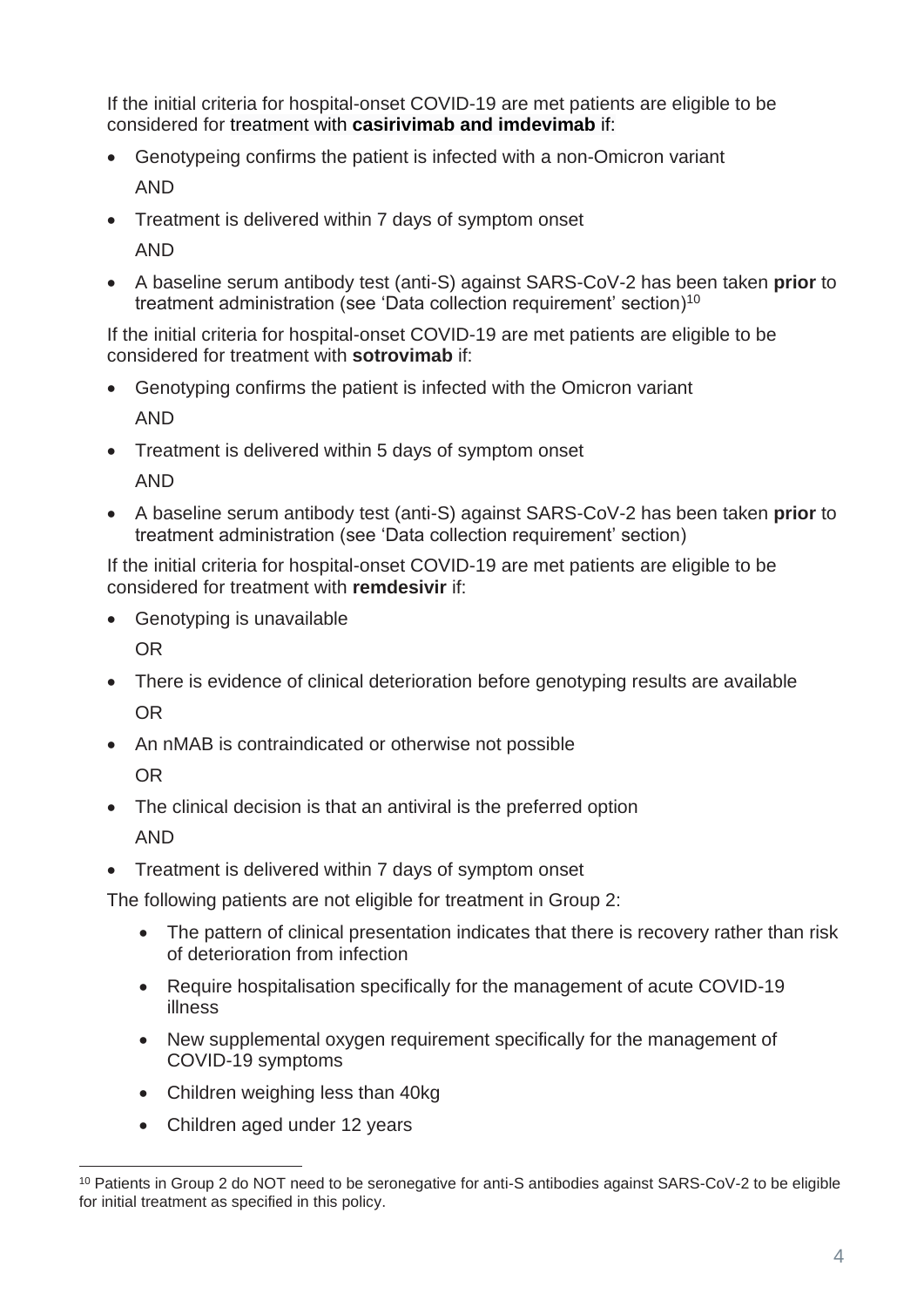If the initial criteria for hospital-onset COVID-19 are met patients are eligible to be considered for treatment with **casirivimab and imdevimab** if:

- Genotypeing confirms the patient is infected with a non-Omicron variant

  AND

- Treatment is delivered within 7 days of symptom onset

  AND

- A baseline serum antibody test (anti-S) against SARS-CoV-2 has been taken **prior** to treatment administration (see 'Data collection requirement' section)[10]

If the initial criteria for hospital-onset COVID-19 are met patients are eligible to be considered for treatment with **sotrovimab** if:

- Genotyping confirms the patient is infected with the Omicron variant

  AND

- Treatment is delivered within 5 days of symptom onset

  AND

- A baseline serum antibody test (anti-S) against SARS-CoV-2 has been taken **prior** to treatment administration (see 'Data collection requirement' section)

If the initial criteria for hospital-onset COVID-19 are met patients are eligible to be considered for treatment with **remdesivir** if:

- Genotyping is unavailable

  OR

- There is evidence of clinical deterioration before genotyping results are available

  OR

- An nMAB is contraindicated or otherwise not possible

  OR

- The clinical decision is that an antiviral is the preferred option

  AND

- Treatment is delivered within 7 days of symptom onset

The following patients are not eligible for treatment in Group 2:

- The pattern of clinical presentation indicates that there is recovery rather than risk of deterioration from infection
- Require hospitalisation specifically for the management of acute COVID-19 illness
- New supplemental oxygen requirement specifically for the management of COVID-19 symptoms
- Children weighing less than 40kg
- Children aged under 12 years

[10] Patients in Group 2 do NOT need to be seronegative for anti-S antibodies against SARS-CoV-2 to be eligible for initial treatment as specified in this policy.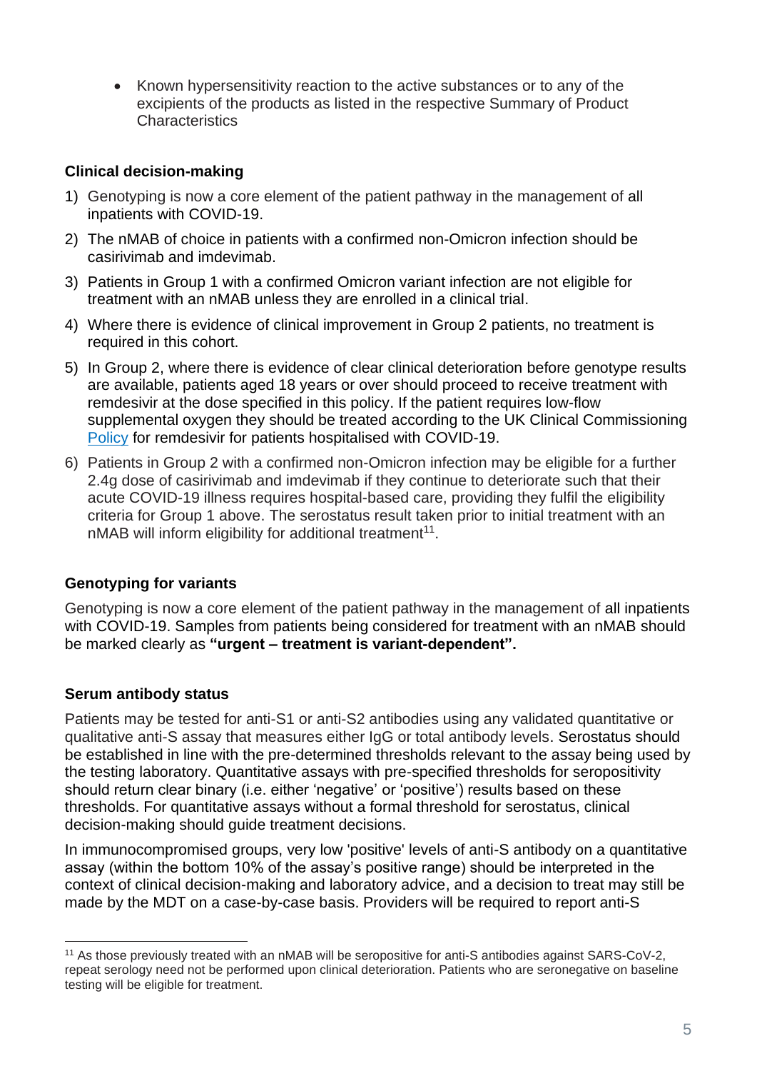- Known hypersensitivity reaction to the active substances or to any of the excipients of the products as listed in the respective Summary of Product Characteristics

### Clinical decision-making

1) Genotyping is now a core element of the patient pathway in the management of all inpatients with COVID-19.
2) The nMAB of choice in patients with a confirmed non-Omicron infection should be casirivimab and imdevimab.
3) Patients in Group 1 with a confirmed Omicron variant infection are not eligible for treatment with an nMAB unless they are enrolled in a clinical trial.
4) Where there is evidence of clinical improvement in Group 2 patients, no treatment is required in this cohort.
5) In Group 2, where there is evidence of clear clinical deterioration before genotype results are available, patients aged 18 years or over should proceed to receive treatment with remdesivir at the dose specified in this policy. If the patient requires low-flow supplemental oxygen they should be treated according to the UK Clinical Commissioning Policy for remdesivir for patients hospitalised with COVID-19.
6) Patients in Group 2 with a confirmed non-Omicron infection may be eligible for a further 2.4g dose of casirivimab and imdevimab if they continue to deteriorate such that their acute COVID-19 illness requires hospital-based care, providing they fulfil the eligibility criteria for Group 1 above. The serostatus result taken prior to initial treatment with an nMAB will inform eligibility for additional treatment[11].

### Genotyping for variants

Genotyping is now a core element of the patient pathway in the management of all inpatients with COVID-19. Samples from patients being considered for treatment with an nMAB should be marked clearly as **"urgent – treatment is variant-dependent".**

### Serum antibody status

Patients may be tested for anti-S1 or anti-S2 antibodies using any validated quantitative or qualitative anti-S assay that measures either IgG or total antibody levels. Serostatus should be established in line with the pre-determined thresholds relevant to the assay being used by the testing laboratory. Quantitative assays with pre-specified thresholds for seropositivity should return clear binary (i.e. either 'negative' or 'positive') results based on these thresholds. For quantitative assays without a formal threshold for serostatus, clinical decision-making should guide treatment decisions.

In immunocompromised groups, very low 'positive' levels of anti-S antibody on a quantitative assay (within the bottom 10% of the assay's positive range) should be interpreted in the context of clinical decision-making and laboratory advice, and a decision to treat may still be made by the MDT on a case-by-case basis. Providers will be required to report anti-S

---

[11] As those previously treated with an nMAB will be seropositive for anti-S antibodies against SARS-CoV-2, repeat serology need not be performed upon clinical deterioration. Patients who are seronegative on baseline testing will be eligible for treatment.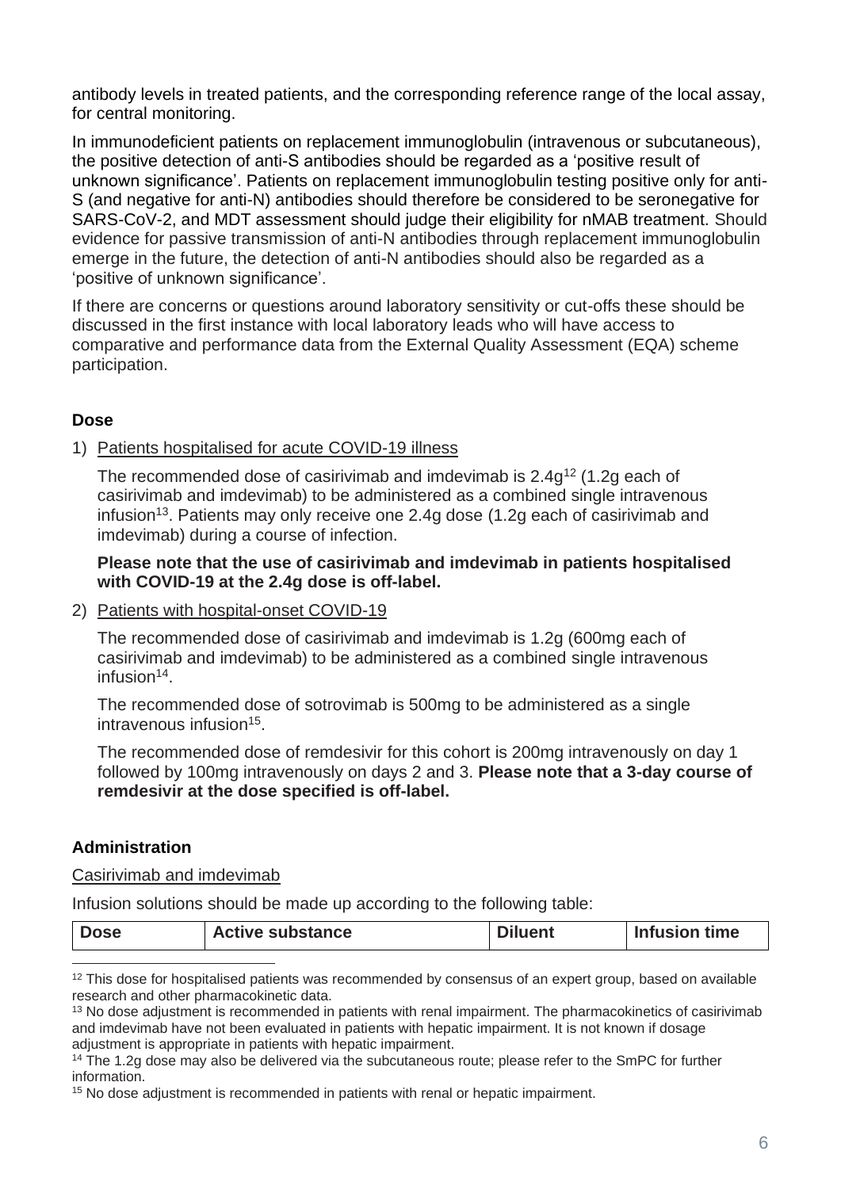antibody levels in treated patients, and the corresponding reference range of the local assay, for central monitoring.

In immunodeficient patients on replacement immunoglobulin (intravenous or subcutaneous), the positive detection of anti-S antibodies should be regarded as a 'positive result of unknown significance'. Patients on replacement immunoglobulin testing positive only for anti-S (and negative for anti-N) antibodies should therefore be considered to be seronegative for SARS-CoV-2, and MDT assessment should judge their eligibility for nMAB treatment. Should evidence for passive transmission of anti-N antibodies through replacement immunoglobulin emerge in the future, the detection of anti-N antibodies should also be regarded as a 'positive of unknown significance'.

If there are concerns or questions around laboratory sensitivity or cut-offs these should be discussed in the first instance with local laboratory leads who will have access to comparative and performance data from the External Quality Assessment (EQA) scheme participation.

**Dose**

1) Patients hospitalised for acute COVID-19 illness

   The recommended dose of casirivimab and imdevimab is 2.4g[12] (1.2g each of casirivimab and imdevimab) to be administered as a combined single intravenous infusion[13]. Patients may only receive one 2.4g dose (1.2g each of casirivimab and imdevimab) during a course of infection.

   **Please note that the use of casirivimab and imdevimab in patients hospitalised with COVID-19 at the 2.4g dose is off-label.**

2) Patients with hospital-onset COVID-19

   The recommended dose of casirivimab and imdevimab is 1.2g (600mg each of casirivimab and imdevimab) to be administered as a combined single intravenous infusion[14].

   The recommended dose of sotrovimab is 500mg to be administered as a single intravenous infusion[15].

   The recommended dose of remdesivir for this cohort is 200mg intravenously on day 1 followed by 100mg intravenously on days 2 and 3. **Please note that a 3-day course of remdesivir at the dose specified is off-label.**

**Administration**

Casirivimab and imdevimab

Infusion solutions should be made up according to the following table:

| Dose | Active substance | Diluent | Infusion time |
|---|---|---|---|

[12] This dose for hospitalised patients was recommended by consensus of an expert group, based on available research and other pharmacokinetic data.

[13] No dose adjustment is recommended in patients with renal impairment. The pharmacokinetics of casirivimab and imdevimab have not been evaluated in patients with hepatic impairment. It is not known if dosage adjustment is appropriate in patients with hepatic impairment.

[14] The 1.2g dose may also be delivered via the subcutaneous route; please refer to the SmPC for further information.

[15] No dose adjustment is recommended in patients with renal or hepatic impairment.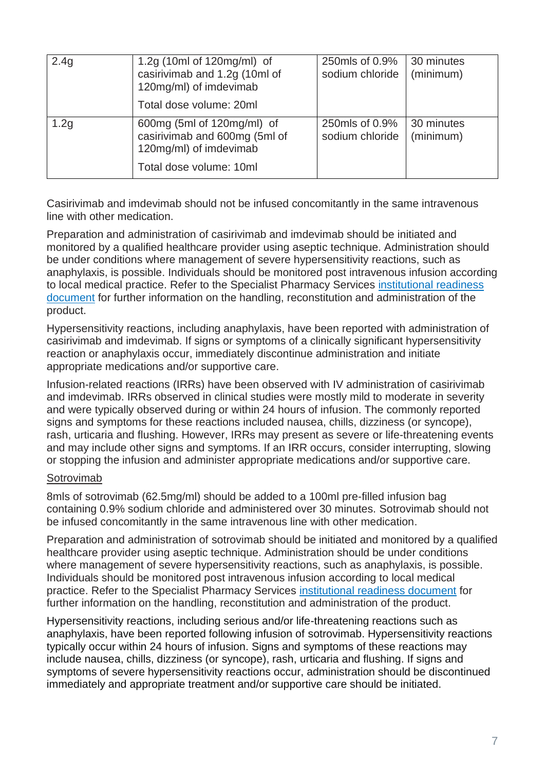| 2.4g | 1.2g (10ml of 120mg/ml) of casirivimab and 1.2g (10ml of 120mg/ml) of imdevimab<br><br>Total dose volume: 20ml | 250mls of 0.9% sodium chloride | 30 minutes (minimum) |
|---|---|---|---|
| 1.2g | 600mg (5ml of 120mg/ml) of casirivimab and 600mg (5ml of 120mg/ml) of imdevimab<br><br>Total dose volume: 10ml | 250mls of 0.9% sodium chloride | 30 minutes (minimum) |

Casirivimab and imdevimab should not be infused concomitantly in the same intravenous line with other medication.

Preparation and administration of casirivimab and imdevimab should be initiated and monitored by a qualified healthcare provider using aseptic technique. Administration should be under conditions where management of severe hypersensitivity reactions, such as anaphylaxis, is possible. Individuals should be monitored post intravenous infusion according to local medical practice. Refer to the Specialist Pharmacy Services institutional readiness document for further information on the handling, reconstitution and administration of the product.

Hypersensitivity reactions, including anaphylaxis, have been reported with administration of casirivimab and imdevimab. If signs or symptoms of a clinically significant hypersensitivity reaction or anaphylaxis occur, immediately discontinue administration and initiate appropriate medications and/or supportive care.

Infusion-related reactions (IRRs) have been observed with IV administration of casirivimab and imdevimab. IRRs observed in clinical studies were mostly mild to moderate in severity and were typically observed during or within 24 hours of infusion. The commonly reported signs and symptoms for these reactions included nausea, chills, dizziness (or syncope), rash, urticaria and flushing. However, IRRs may present as severe or life-threatening events and may include other signs and symptoms. If an IRR occurs, consider interrupting, slowing or stopping the infusion and administer appropriate medications and/or supportive care.

Sotrovimab

8mls of sotrovimab (62.5mg/ml) should be added to a 100ml pre-filled infusion bag containing 0.9% sodium chloride and administered over 30 minutes. Sotrovimab should not be infused concomitantly in the same intravenous line with other medication.

Preparation and administration of sotrovimab should be initiated and monitored by a qualified healthcare provider using aseptic technique. Administration should be under conditions where management of severe hypersensitivity reactions, such as anaphylaxis, is possible. Individuals should be monitored post intravenous infusion according to local medical practice. Refer to the Specialist Pharmacy Services institutional readiness document for further information on the handling, reconstitution and administration of the product.

Hypersensitivity reactions, including serious and/or life-threatening reactions such as anaphylaxis, have been reported following infusion of sotrovimab. Hypersensitivity reactions typically occur within 24 hours of infusion. Signs and symptoms of these reactions may include nausea, chills, dizziness (or syncope), rash, urticaria and flushing. If signs and symptoms of severe hypersensitivity reactions occur, administration should be discontinued immediately and appropriate treatment and/or supportive care should be initiated.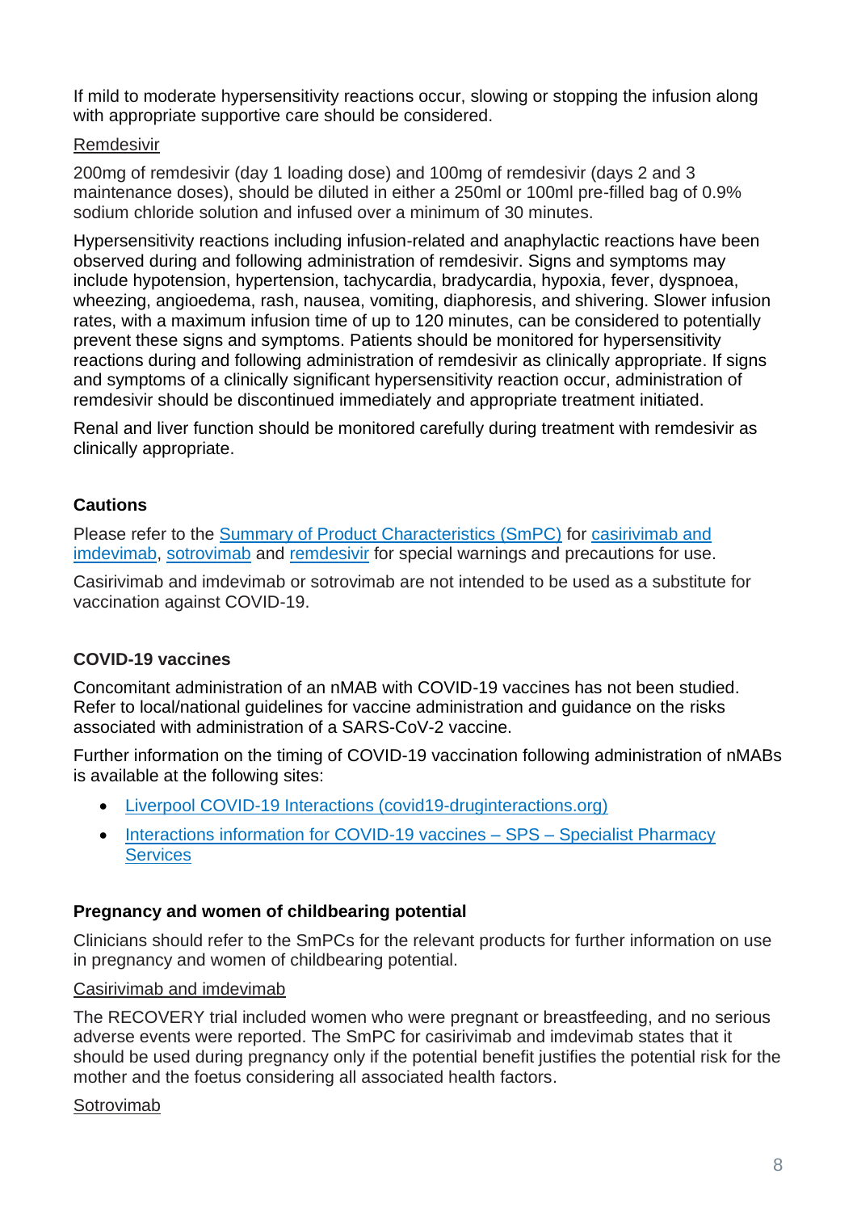If mild to moderate hypersensitivity reactions occur, slowing or stopping the infusion along with appropriate supportive care should be considered.

Remdesivir

200mg of remdesivir (day 1 loading dose) and 100mg of remdesivir (days 2 and 3 maintenance doses), should be diluted in either a 250ml or 100ml pre-filled bag of 0.9% sodium chloride solution and infused over a minimum of 30 minutes.

Hypersensitivity reactions including infusion-related and anaphylactic reactions have been observed during and following administration of remdesivir. Signs and symptoms may include hypotension, hypertension, tachycardia, bradycardia, hypoxia, fever, dyspnoea, wheezing, angioedema, rash, nausea, vomiting, diaphoresis, and shivering. Slower infusion rates, with a maximum infusion time of up to 120 minutes, can be considered to potentially prevent these signs and symptoms. Patients should be monitored for hypersensitivity reactions during and following administration of remdesivir as clinically appropriate. If signs and symptoms of a clinically significant hypersensitivity reaction occur, administration of remdesivir should be discontinued immediately and appropriate treatment initiated.

Renal and liver function should be monitored carefully during treatment with remdesivir as clinically appropriate.

### Cautions

Please refer to the Summary of Product Characteristics (SmPC) for casirivimab and imdevimab, sotrovimab and remdesivir for special warnings and precautions for use.

Casirivimab and imdevimab or sotrovimab are not intended to be used as a substitute for vaccination against COVID-19.

### COVID-19 vaccines

Concomitant administration of an nMAB with COVID-19 vaccines has not been studied. Refer to local/national guidelines for vaccine administration and guidance on the risks associated with administration of a SARS-CoV-2 vaccine.

Further information on the timing of COVID-19 vaccination following administration of nMABs is available at the following sites:

- Liverpool COVID-19 Interactions (covid19-druginteractions.org)
- Interactions information for COVID-19 vaccines – SPS – Specialist Pharmacy Services

### Pregnancy and women of childbearing potential

Clinicians should refer to the SmPCs for the relevant products for further information on use in pregnancy and women of childbearing potential.

Casirivimab and imdevimab

The RECOVERY trial included women who were pregnant or breastfeeding, and no serious adverse events were reported. The SmPC for casirivimab and imdevimab states that it should be used during pregnancy only if the potential benefit justifies the potential risk for the mother and the foetus considering all associated health factors.

Sotrovimab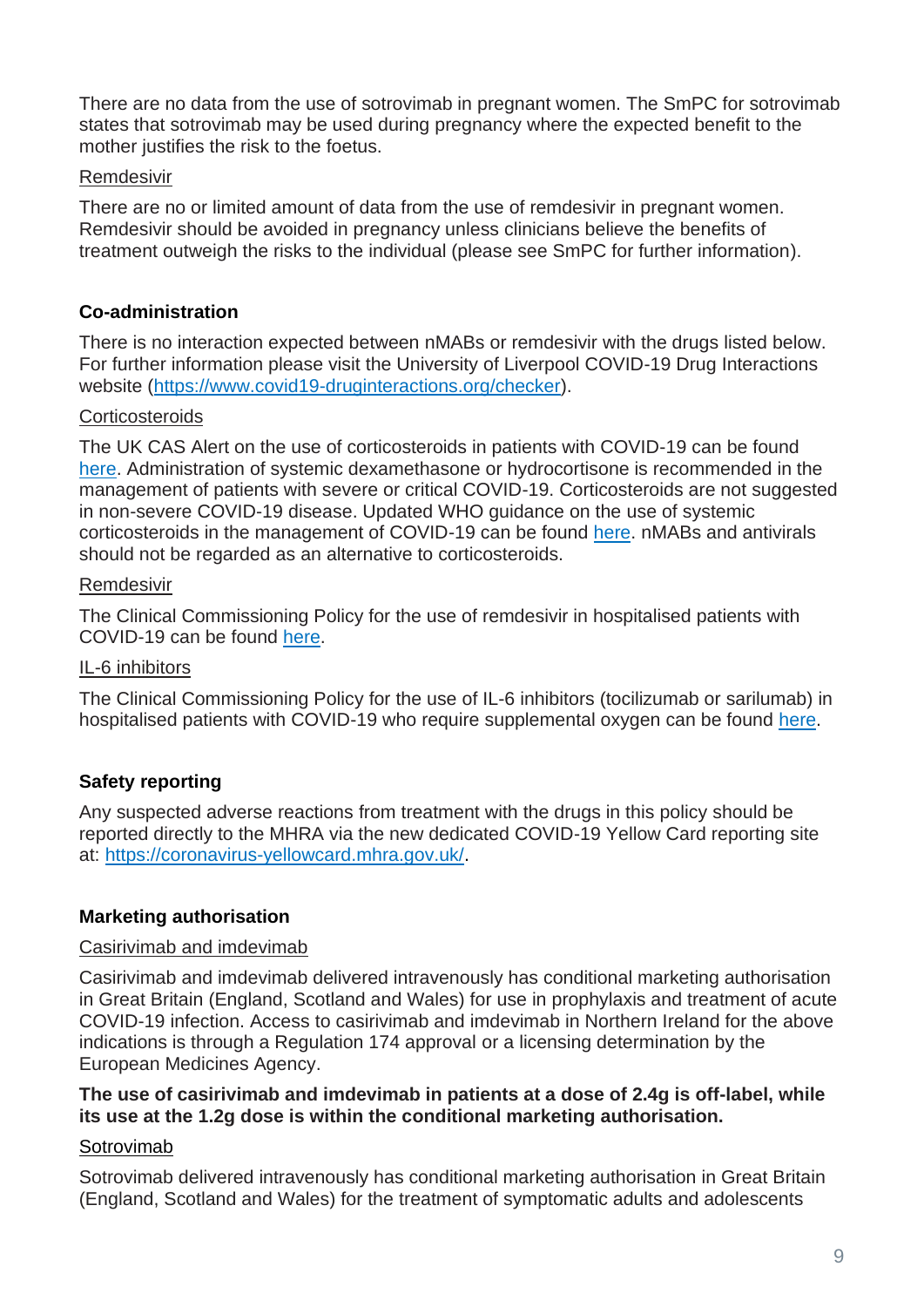There are no data from the use of sotrovimab in pregnant women. The SmPC for sotrovimab states that sotrovimab may be used during pregnancy where the expected benefit to the mother justifies the risk to the foetus.

Remdesivir

There are no or limited amount of data from the use of remdesivir in pregnant women. Remdesivir should be avoided in pregnancy unless clinicians believe the benefits of treatment outweigh the risks to the individual (please see SmPC for further information).

### Co-administration

There is no interaction expected between nMABs or remdesivir with the drugs listed below. For further information please visit the University of Liverpool COVID-19 Drug Interactions website (https://www.covid19-druginteractions.org/checker).

Corticosteroids

The UK CAS Alert on the use of corticosteroids in patients with COVID-19 can be found here. Administration of systemic dexamethasone or hydrocortisone is recommended in the management of patients with severe or critical COVID-19. Corticosteroids are not suggested in non-severe COVID-19 disease. Updated WHO guidance on the use of systemic corticosteroids in the management of COVID-19 can be found here. nMABs and antivirals should not be regarded as an alternative to corticosteroids.

Remdesivir

The Clinical Commissioning Policy for the use of remdesivir in hospitalised patients with COVID-19 can be found here.

IL-6 inhibitors

The Clinical Commissioning Policy for the use of IL-6 inhibitors (tocilizumab or sarilumab) in hospitalised patients with COVID-19 who require supplemental oxygen can be found here.

### Safety reporting

Any suspected adverse reactions from treatment with the drugs in this policy should be reported directly to the MHRA via the new dedicated COVID-19 Yellow Card reporting site at: https://coronavirus-yellowcard.mhra.gov.uk/.

### Marketing authorisation

Casirivimab and imdevimab

Casirivimab and imdevimab delivered intravenously has conditional marketing authorisation in Great Britain (England, Scotland and Wales) for use in prophylaxis and treatment of acute COVID-19 infection. Access to casirivimab and imdevimab in Northern Ireland for the above indications is through a Regulation 174 approval or a licensing determination by the European Medicines Agency.

**The use of casirivimab and imdevimab in patients at a dose of 2.4g is off-label, while its use at the 1.2g dose is within the conditional marketing authorisation.**

Sotrovimab

Sotrovimab delivered intravenously has conditional marketing authorisation in Great Britain (England, Scotland and Wales) for the treatment of symptomatic adults and adolescents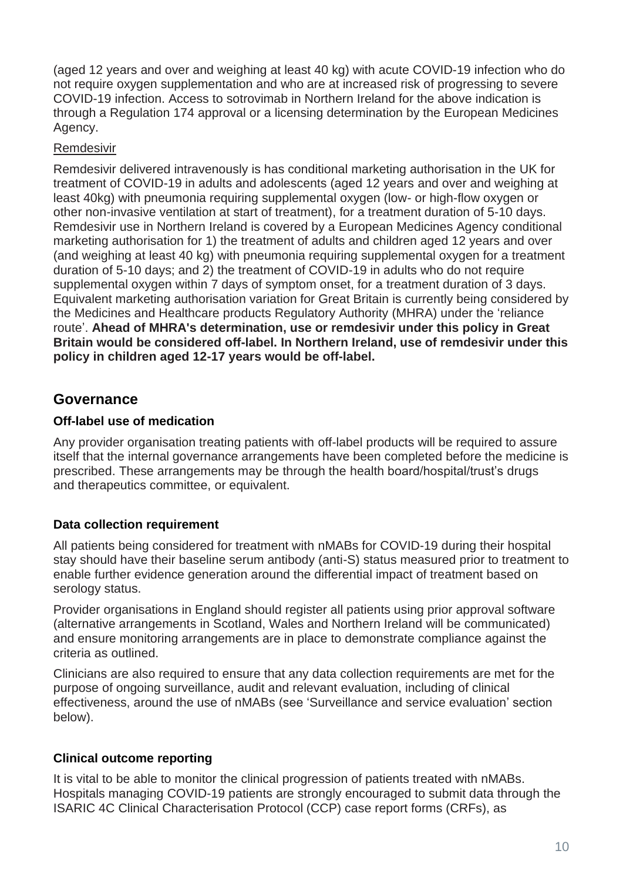(aged 12 years and over and weighing at least 40 kg) with acute COVID-19 infection who do not require oxygen supplementation and who are at increased risk of progressing to severe COVID-19 infection. Access to sotrovimab in Northern Ireland for the above indication is through a Regulation 174 approval or a licensing determination by the European Medicines Agency.

Remdesivir

Remdesivir delivered intravenously is has conditional marketing authorisation in the UK for treatment of COVID-19 in adults and adolescents (aged 12 years and over and weighing at least 40kg) with pneumonia requiring supplemental oxygen (low- or high-flow oxygen or other non-invasive ventilation at start of treatment), for a treatment duration of 5-10 days. Remdesivir use in Northern Ireland is covered by a European Medicines Agency conditional marketing authorisation for 1) the treatment of adults and children aged 12 years and over (and weighing at least 40 kg) with pneumonia requiring supplemental oxygen for a treatment duration of 5-10 days; and 2) the treatment of COVID-19 in adults who do not require supplemental oxygen within 7 days of symptom onset, for a treatment duration of 3 days. Equivalent marketing authorisation variation for Great Britain is currently being considered by the Medicines and Healthcare products Regulatory Authority (MHRA) under the 'reliance route'. **Ahead of MHRA's determination, use or remdesivir under this policy in Great Britain would be considered off-label. In Northern Ireland, use of remdesivir under this policy in children aged 12-17 years would be off-label.**

## Governance

### Off-label use of medication

Any provider organisation treating patients with off-label products will be required to assure itself that the internal governance arrangements have been completed before the medicine is prescribed. These arrangements may be through the health board/hospital/trust's drugs and therapeutics committee, or equivalent.

### Data collection requirement

All patients being considered for treatment with nMABs for COVID-19 during their hospital stay should have their baseline serum antibody (anti-S) status measured prior to treatment to enable further evidence generation around the differential impact of treatment based on serology status.

Provider organisations in England should register all patients using prior approval software (alternative arrangements in Scotland, Wales and Northern Ireland will be communicated) and ensure monitoring arrangements are in place to demonstrate compliance against the criteria as outlined.

Clinicians are also required to ensure that any data collection requirements are met for the purpose of ongoing surveillance, audit and relevant evaluation, including of clinical effectiveness, around the use of nMABs (see 'Surveillance and service evaluation' section below).

### Clinical outcome reporting

It is vital to be able to monitor the clinical progression of patients treated with nMABs. Hospitals managing COVID-19 patients are strongly encouraged to submit data through the ISARIC 4C Clinical Characterisation Protocol (CCP) case report forms (CRFs), as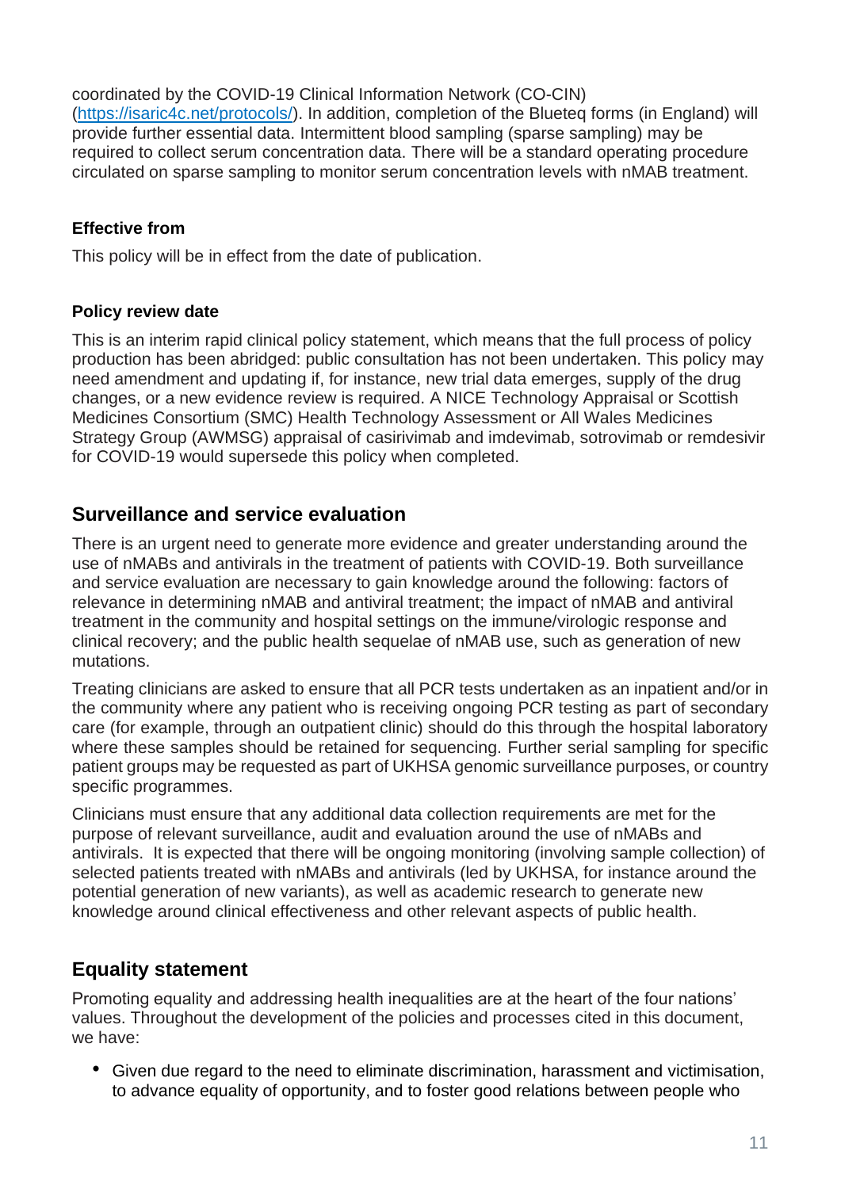coordinated by the COVID-19 Clinical Information Network (CO-CIN) (https://isaric4c.net/protocols/). In addition, completion of the Blueteq forms (in England) will provide further essential data. Intermittent blood sampling (sparse sampling) may be required to collect serum concentration data. There will be a standard operating procedure circulated on sparse sampling to monitor serum concentration levels with nMAB treatment.

### Effective from

This policy will be in effect from the date of publication.

### Policy review date

This is an interim rapid clinical policy statement, which means that the full process of policy production has been abridged: public consultation has not been undertaken. This policy may need amendment and updating if, for instance, new trial data emerges, supply of the drug changes, or a new evidence review is required. A NICE Technology Appraisal or Scottish Medicines Consortium (SMC) Health Technology Assessment or All Wales Medicines Strategy Group (AWMSG) appraisal of casirivimab and imdevimab, sotrovimab or remdesivir for COVID-19 would supersede this policy when completed.

## Surveillance and service evaluation

There is an urgent need to generate more evidence and greater understanding around the use of nMABs and antivirals in the treatment of patients with COVID-19. Both surveillance and service evaluation are necessary to gain knowledge around the following: factors of relevance in determining nMAB and antiviral treatment; the impact of nMAB and antiviral treatment in the community and hospital settings on the immune/virologic response and clinical recovery; and the public health sequelae of nMAB use, such as generation of new mutations.

Treating clinicians are asked to ensure that all PCR tests undertaken as an inpatient and/or in the community where any patient who is receiving ongoing PCR testing as part of secondary care (for example, through an outpatient clinic) should do this through the hospital laboratory where these samples should be retained for sequencing. Further serial sampling for specific patient groups may be requested as part of UKHSA genomic surveillance purposes, or country specific programmes.

Clinicians must ensure that any additional data collection requirements are met for the purpose of relevant surveillance, audit and evaluation around the use of nMABs and antivirals. It is expected that there will be ongoing monitoring (involving sample collection) of selected patients treated with nMABs and antivirals (led by UKHSA, for instance around the potential generation of new variants), as well as academic research to generate new knowledge around clinical effectiveness and other relevant aspects of public health.

## Equality statement

Promoting equality and addressing health inequalities are at the heart of the four nations' values. Throughout the development of the policies and processes cited in this document, we have:

- Given due regard to the need to eliminate discrimination, harassment and victimisation, to advance equality of opportunity, and to foster good relations between people who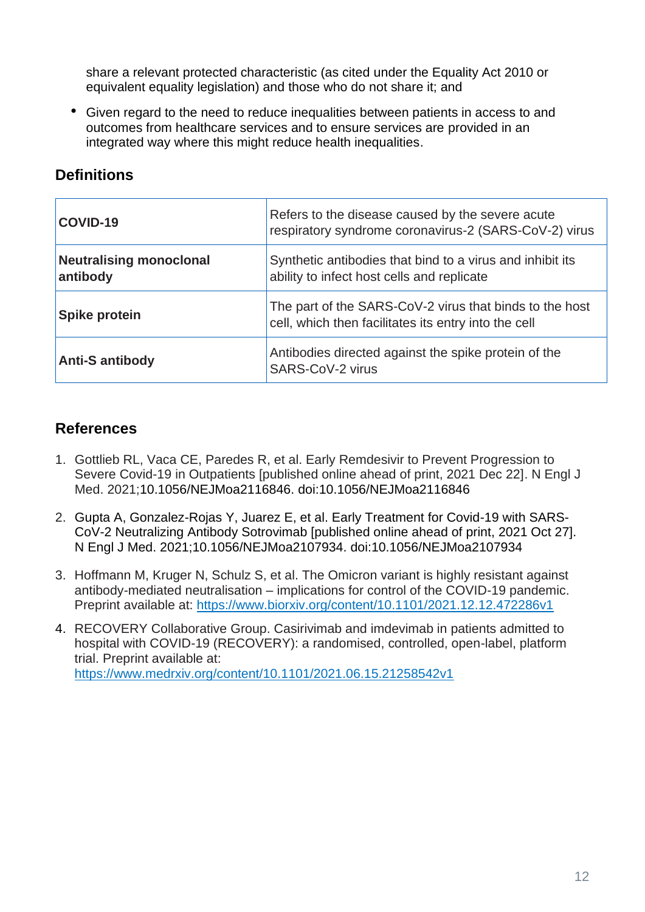share a relevant protected characteristic (as cited under the Equality Act 2010 or equivalent equality legislation) and those who do not share it; and

- Given regard to the need to reduce inequalities between patients in access to and outcomes from healthcare services and to ensure services are provided in an integrated way where this might reduce health inequalities.

## Definitions

| | |
|---|---|
| **COVID-19** | Refers to the disease caused by the severe acute respiratory syndrome coronavirus-2 (SARS-CoV-2) virus |
| **Neutralising monoclonal antibody** | Synthetic antibodies that bind to a virus and inhibit its ability to infect host cells and replicate |
| **Spike protein** | The part of the SARS-CoV-2 virus that binds to the host cell, which then facilitates its entry into the cell |
| **Anti-S antibody** | Antibodies directed against the spike protein of the SARS-CoV-2 virus |

## References

1. Gottlieb RL, Vaca CE, Paredes R, et al. Early Remdesivir to Prevent Progression to Severe Covid-19 in Outpatients [published online ahead of print, 2021 Dec 22]. N Engl J Med. 2021;10.1056/NEJMoa2116846. doi:10.1056/NEJMoa2116846

2. Gupta A, Gonzalez-Rojas Y, Juarez E, et al. Early Treatment for Covid-19 with SARS-CoV-2 Neutralizing Antibody Sotrovimab [published online ahead of print, 2021 Oct 27]. N Engl J Med. 2021;10.1056/NEJMoa2107934. doi:10.1056/NEJMoa2107934

3. Hoffmann M, Kruger N, Schulz S, et al. The Omicron variant is highly resistant against antibody-mediated neutralisation – implications for control of the COVID-19 pandemic. Preprint available at: https://www.biorxiv.org/content/10.1101/2021.12.12.472286v1

4. RECOVERY Collaborative Group. Casirivimab and imdevimab in patients admitted to hospital with COVID-19 (RECOVERY): a randomised, controlled, open-label, platform trial. Preprint available at: https://www.medrxiv.org/content/10.1101/2021.06.15.21258542v1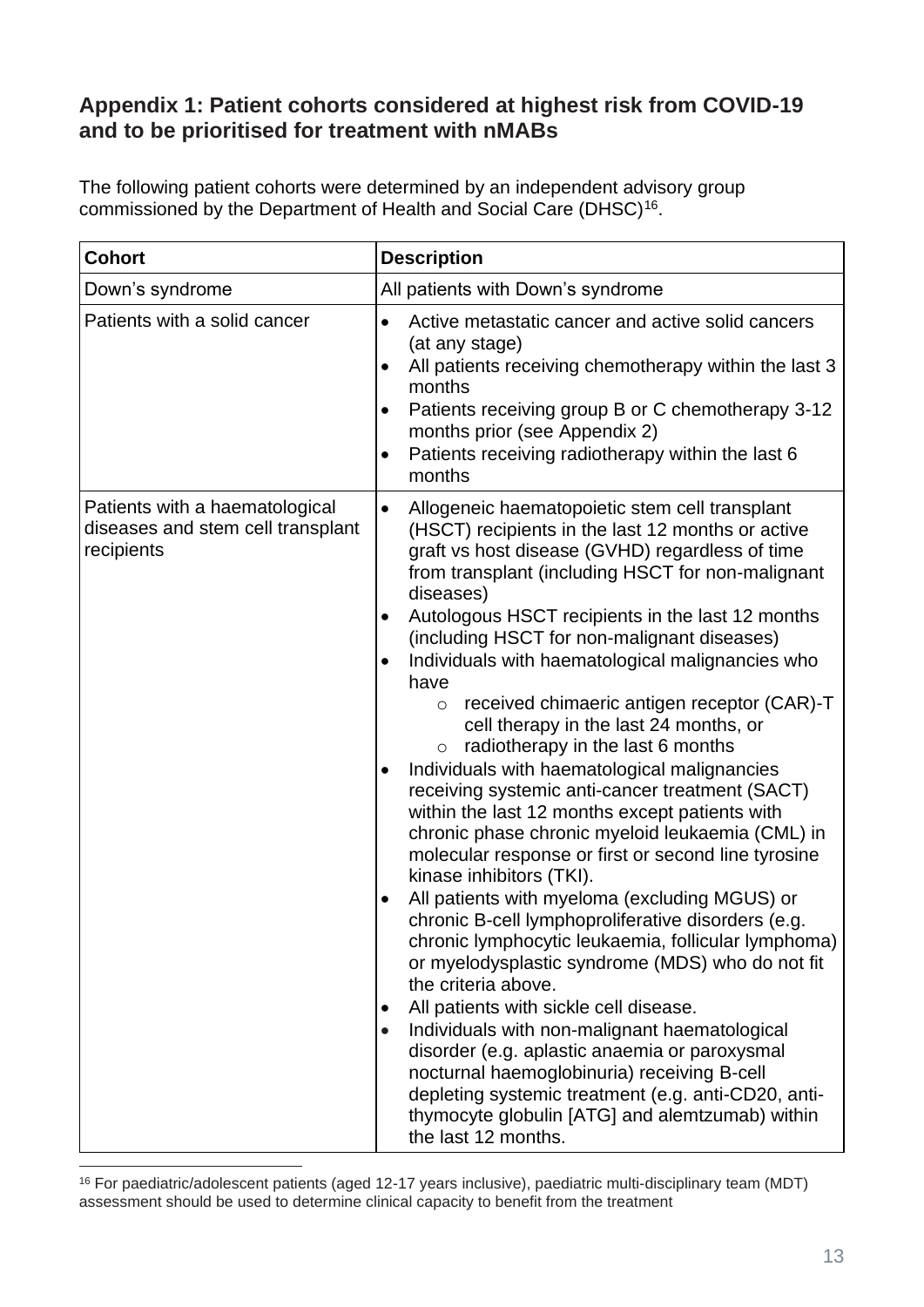## Appendix 1: Patient cohorts considered at highest risk from COVID-19 and to be prioritised for treatment with nMABs

The following patient cohorts were determined by an independent advisory group commissioned by the Department of Health and Social Care (DHSC)[16].

| Cohort | Description |
|---|---|
| Down's syndrome | All patients with Down's syndrome |
| Patients with a solid cancer | • Active metastatic cancer and active solid cancers (at any stage)<br>• All patients receiving chemotherapy within the last 3 months<br>• Patients receiving group B or C chemotherapy 3-12 months prior (see Appendix 2)<br>• Patients receiving radiotherapy within the last 6 months |
| Patients with a haematological diseases and stem cell transplant recipients | • Allogeneic haematopoietic stem cell transplant (HSCT) recipients in the last 12 months or active graft vs host disease (GVHD) regardless of time from transplant (including HSCT for non-malignant diseases)<br>• Autologous HSCT recipients in the last 12 months (including HSCT for non-malignant diseases)<br>• Individuals with haematological malignancies who have<br>  ○ received chimaeric antigen receptor (CAR)-T cell therapy in the last 24 months, or<br>  ○ radiotherapy in the last 6 months<br>• Individuals with haematological malignancies receiving systemic anti-cancer treatment (SACT) within the last 12 months except patients with chronic phase chronic myeloid leukaemia (CML) in molecular response or first or second line tyrosine kinase inhibitors (TKI).<br>• All patients with myeloma (excluding MGUS) or chronic B-cell lymphoproliferative disorders (e.g. chronic lymphocytic leukaemia, follicular lymphoma) or myelodysplastic syndrome (MDS) who do not fit the criteria above.<br>• All patients with sickle cell disease.<br>• Individuals with non-malignant haematological disorder (e.g. aplastic anaemia or paroxysmal nocturnal haemoglobinuria) receiving B-cell depleting systemic treatment (e.g. anti-CD20, anti-thymocyte globulin [ATG] and alemtzumab) within the last 12 months. |

[16] For paediatric/adolescent patients (aged 12-17 years inclusive), paediatric multi-disciplinary team (MDT) assessment should be used to determine clinical capacity to benefit from the treatment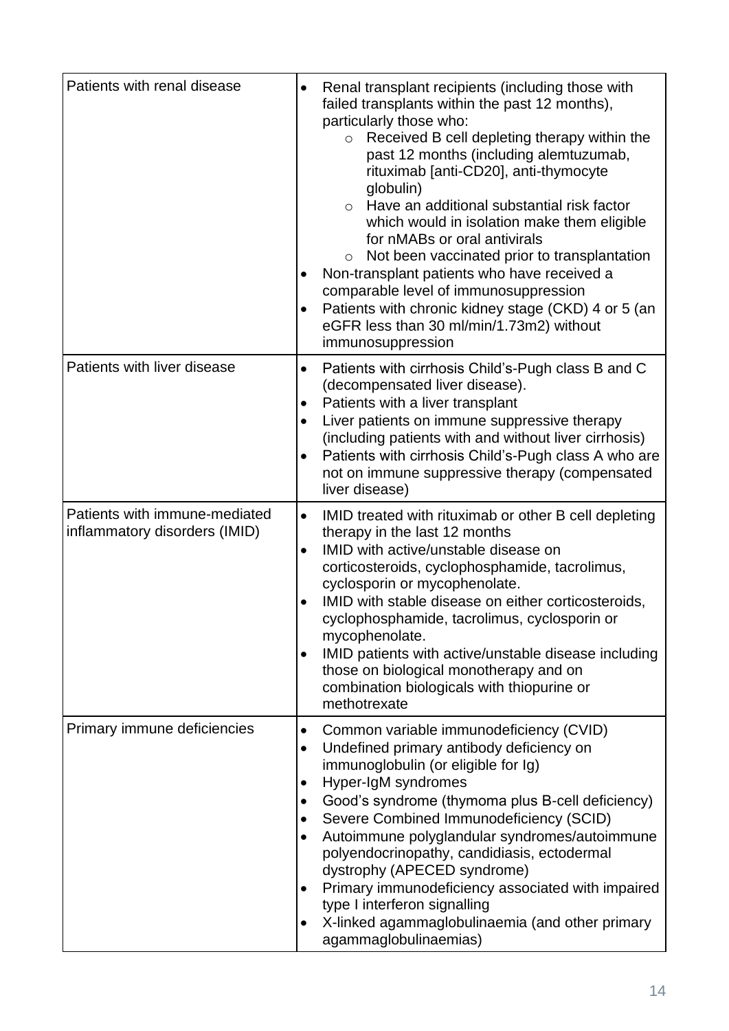| | |
|---|---|
| Patients with renal disease | • Renal transplant recipients (including those with failed transplants within the past 12 months), particularly those who:<br>  ○ Received B cell depleting therapy within the past 12 months (including alemtuzumab, rituximab [anti-CD20], anti-thymocyte globulin)<br>  ○ Have an additional substantial risk factor which would in isolation make them eligible for nMABs or oral antivirals<br>  ○ Not been vaccinated prior to transplantation<br>• Non-transplant patients who have received a comparable level of immunosuppression<br>• Patients with chronic kidney stage (CKD) 4 or 5 (an eGFR less than 30 ml/min/1.73m2) without immunosuppression |
| Patients with liver disease | • Patients with cirrhosis Child's-Pugh class B and C (decompensated liver disease).<br>• Patients with a liver transplant<br>• Liver patients on immune suppressive therapy (including patients with and without liver cirrhosis)<br>• Patients with cirrhosis Child's-Pugh class A who are not on immune suppressive therapy (compensated liver disease) |
| Patients with immune-mediated inflammatory disorders (IMID) | • IMID treated with rituximab or other B cell depleting therapy in the last 12 months<br>• IMID with active/unstable disease on corticosteroids, cyclophosphamide, tacrolimus, cyclosporin or mycophenolate.<br>• IMID with stable disease on either corticosteroids, cyclophosphamide, tacrolimus, cyclosporin or mycophenolate.<br>• IMID patients with active/unstable disease including those on biological monotherapy and on combination biologicals with thiopurine or methotrexate |
| Primary immune deficiencies | • Common variable immunodeficiency (CVID)<br>• Undefined primary antibody deficiency on immunoglobulin (or eligible for Ig)<br>• Hyper-IgM syndromes<br>• Good's syndrome (thymoma plus B-cell deficiency)<br>• Severe Combined Immunodeficiency (SCID)<br>• Autoimmune polyglandular syndromes/autoimmune polyendocrinopathy, candidiasis, ectodermal dystrophy (APECED syndrome)<br>• Primary immunodeficiency associated with impaired type I interferon signalling<br>• X-linked agammaglobulinaemia (and other primary agammaglobulinaemias) |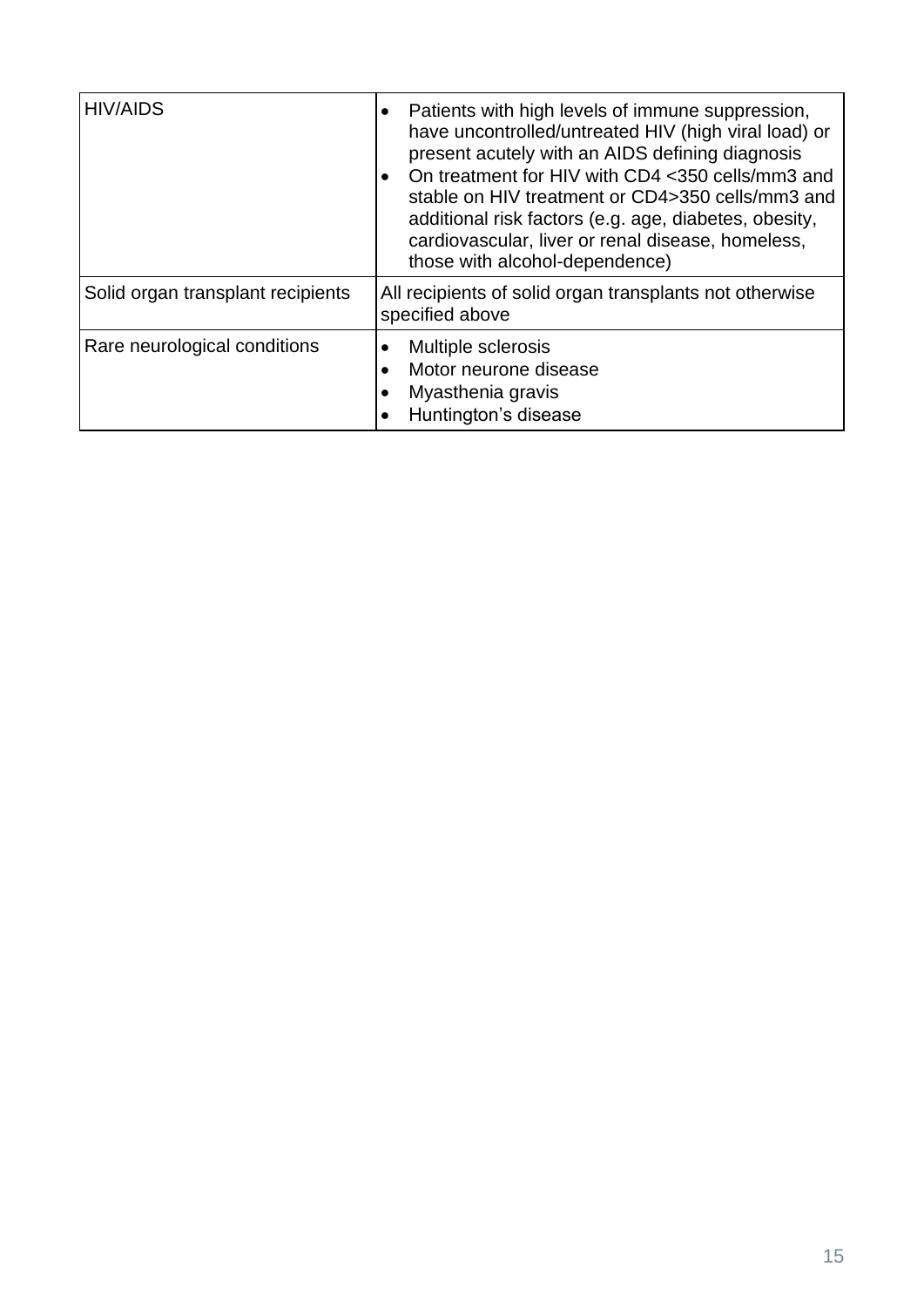| | |
|---|---|
| HIV/AIDS | • Patients with high levels of immune suppression, have uncontrolled/untreated HIV (high viral load) or present acutely with an AIDS defining diagnosis<br>• On treatment for HIV with CD4 <350 cells/mm3 and stable on HIV treatment or CD4>350 cells/mm3 and additional risk factors (e.g. age, diabetes, obesity, cardiovascular, liver or renal disease, homeless, those with alcohol-dependence) |
| Solid organ transplant recipients | All recipients of solid organ transplants not otherwise specified above |
| Rare neurological conditions | • Multiple sclerosis<br>• Motor neurone disease<br>• Myasthenia gravis<br>• Huntington’s disease |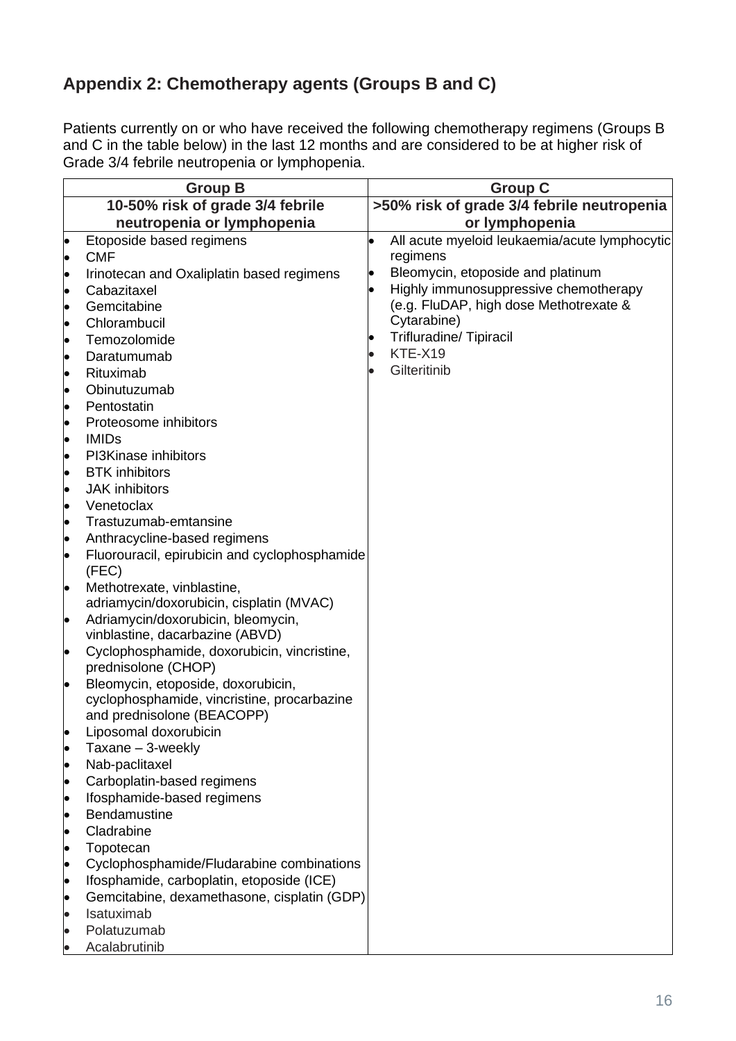## Appendix 2: Chemotherapy agents (Groups B and C)

Patients currently on or who have received the following chemotherapy regimens (Groups B and C in the table below) in the last 12 months and are considered to be at higher risk of Grade 3/4 febrile neutropenia or lymphopenia.

| Group B | Group C |
|---|---|
| **10-50% risk of grade 3/4 febrile neutropenia or lymphopenia** | **>50% risk of grade 3/4 febrile neutropenia or lymphopenia** |
| • Etoposide based regimens<br>• CMF<br>• Irinotecan and Oxaliplatin based regimens<br>• Cabazitaxel<br>• Gemcitabine<br>• Chlorambucil<br>• Temozolomide<br>• Daratumumab<br>• Rituximab<br>• Obinutuzumab<br>• Pentostatin<br>• Proteosome inhibitors<br>• IMIDs<br>• PI3Kinase inhibitors<br>• BTK inhibitors<br>• JAK inhibitors<br>• Venetoclax<br>• Trastuzumab-emtansine<br>• Anthracycline-based regimens<br>• Fluorouracil, epirubicin and cyclophosphamide (FEC)<br>• Methotrexate, vinblastine, adriamycin/doxorubicin, cisplatin (MVAC)<br>• Adriamycin/doxorubicin, bleomycin, vinblastine, dacarbazine (ABVD)<br>• Cyclophosphamide, doxorubicin, vincristine, prednisolone (CHOP)<br>• Bleomycin, etoposide, doxorubicin, cyclophosphamide, vincristine, procarbazine and prednisolone (BEACOPP)<br>• Liposomal doxorubicin<br>• Taxane – 3-weekly<br>• Nab-paclitaxel<br>• Carboplatin-based regimens<br>• Ifosphamide-based regimens<br>• Bendamustine<br>• Cladrabine<br>• Topotecan<br>• Cyclophosphamide/Fludarabine combinations<br>• Ifosphamide, carboplatin, etoposide (ICE)<br>• Gemcitabine, dexamethasone, cisplatin (GDP)<br>• Isatuximab<br>• Polatuzumab<br>• Acalabrutinib | • All acute myeloid leukaemia/acute lymphocytic regimens<br>• Bleomycin, etoposide and platinum<br>• Highly immunosuppressive chemotherapy (e.g. FluDAP, high dose Methotrexate & Cytarabine)<br>• Trifluradine/ Tipiracil<br>• KTE-X19<br>• Gilteritinib |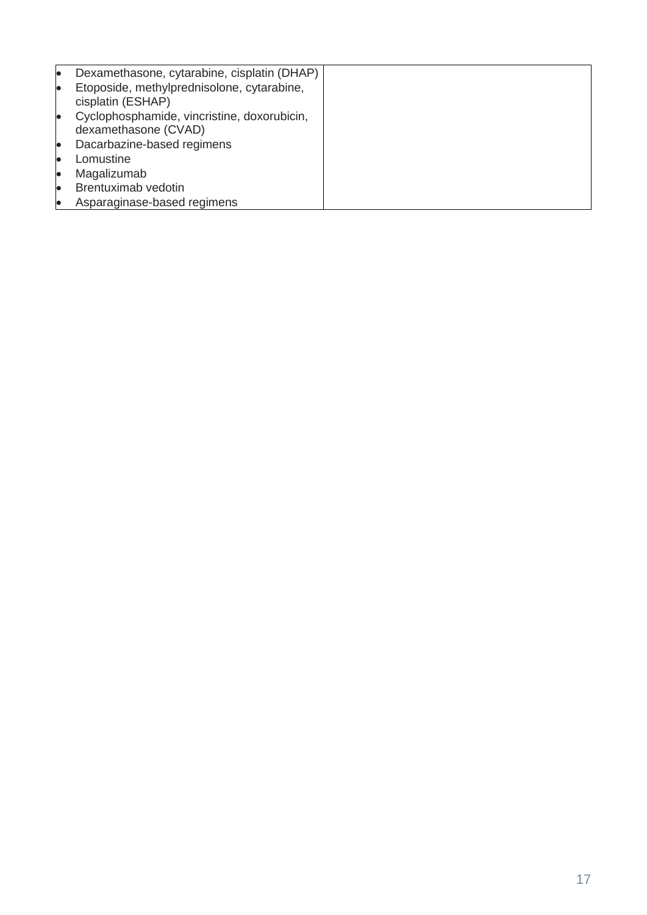| | |
|---|---|
| • Dexamethasone, cytarabine, cisplatin (DHAP)<br>• Etoposide, methylprednisolone, cytarabine, cisplatin (ESHAP)<br>• Cyclophosphamide, vincristine, doxorubicin, dexamethasone (CVAD)<br>• Dacarbazine-based regimens<br>• Lomustine<br>• Magalizumab<br>• Brentuximab vedotin<br>• Asparaginase-based regimens | |